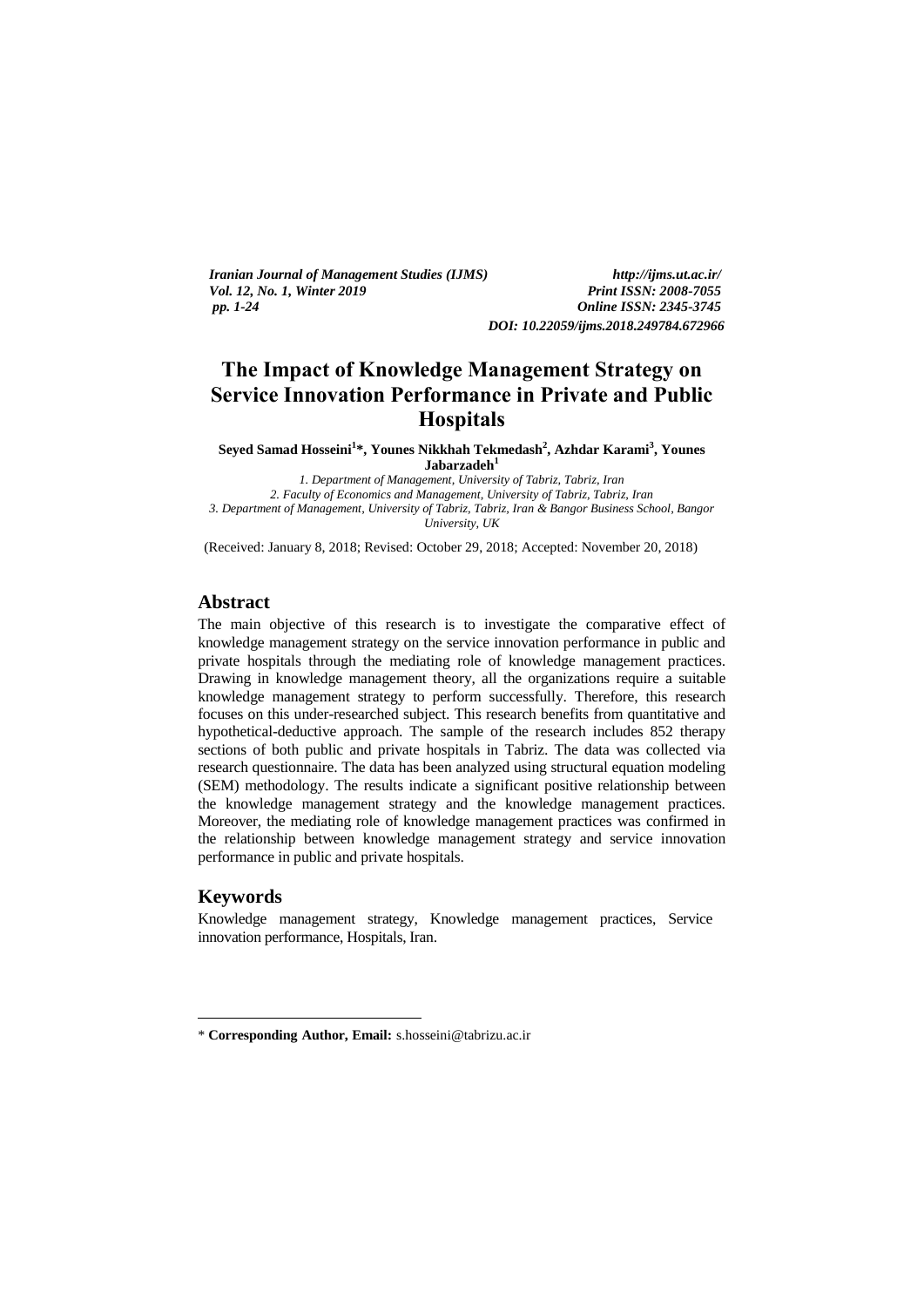# The Impact of Knowledge Management Strategy on Service Innovation Performance in Private and Public Hospitals

**Seyed Samad Hosseini[1]\*, Younes Nikkhah Tekmedash[2], Azhdar Karami[3], Younes Jabarzadeh[1]**

*1. Department of Management, University of Tabriz, Tabriz, Iran*
*2. Faculty of Economics and Management, University of Tabriz, Tabriz, Iran*
*3. Department of Management, University of Tabriz, Tabriz, Iran & Bangor Business School, Bangor University, UK*

(Received: January 8, 2018; Revised: October 29, 2018; Accepted: November 20, 2018)

## Abstract

The main objective of this research is to investigate the comparative effect of knowledge management strategy on the service innovation performance in public and private hospitals through the mediating role of knowledge management practices. Drawing in knowledge management theory, all the organizations require a suitable knowledge management strategy to perform successfully. Therefore, this research focuses on this under-researched subject. This research benefits from quantitative and hypothetical-deductive approach. The sample of the research includes 852 therapy sections of both public and private hospitals in Tabriz. The data was collected via research questionnaire. The data has been analyzed using structural equation modeling (SEM) methodology. The results indicate a significant positive relationship between the knowledge management strategy and the knowledge management practices. Moreover, the mediating role of knowledge management practices was confirmed in the relationship between knowledge management strategy and service innovation performance in public and private hospitals.

## Keywords

Knowledge management strategy, Knowledge management practices, Service innovation performance, Hospitals, Iran.

---

\* **Corresponding Author, Email:** s.hosseini@tabrizu.ac.ir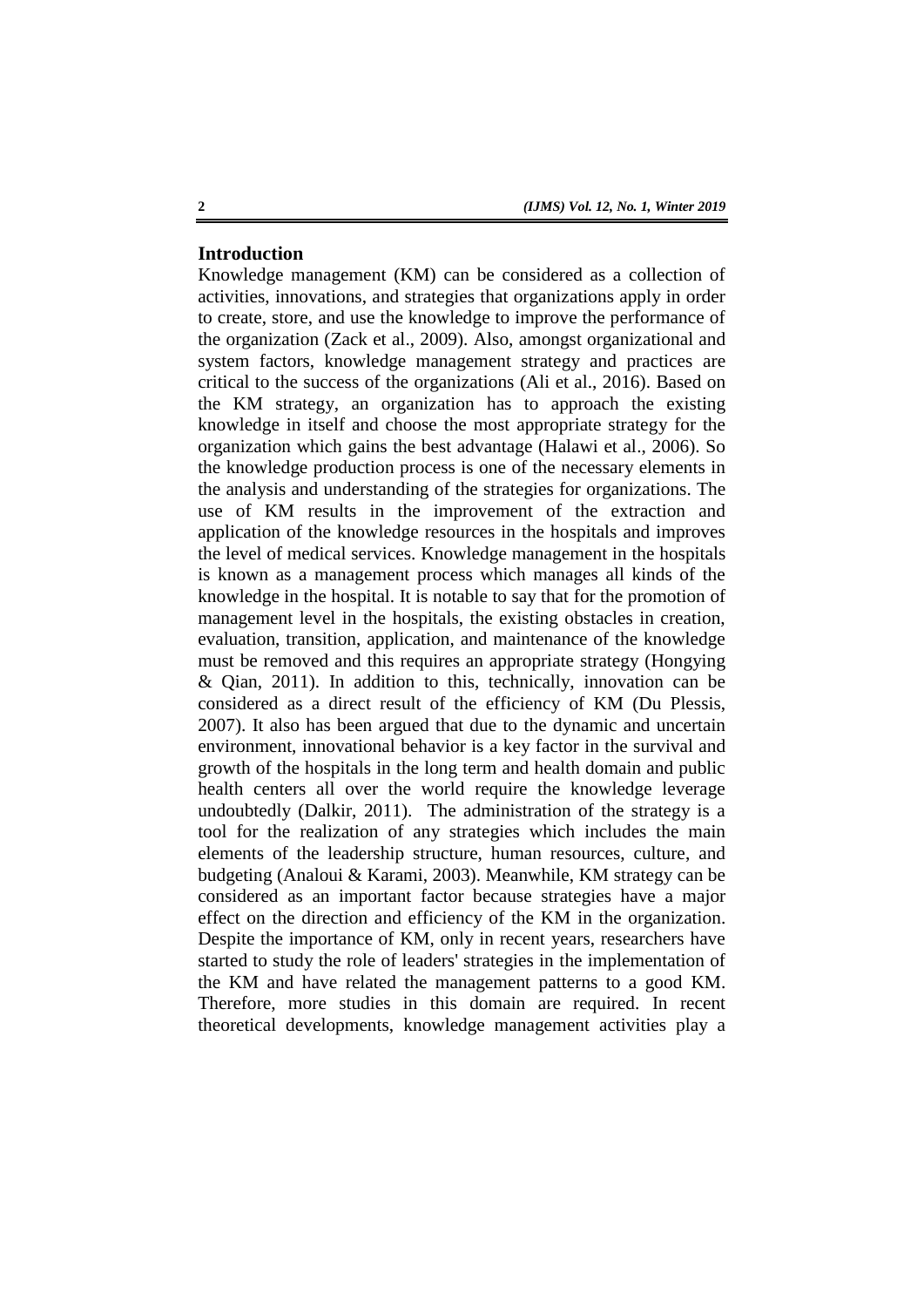## Introduction

Knowledge management (KM) can be considered as a collection of activities, innovations, and strategies that organizations apply in order to create, store, and use the knowledge to improve the performance of the organization (Zack et al., 2009). Also, amongst organizational and system factors, knowledge management strategy and practices are critical to the success of the organizations (Ali et al., 2016). Based on the KM strategy, an organization has to approach the existing knowledge in itself and choose the most appropriate strategy for the organization which gains the best advantage (Halawi et al., 2006). So the knowledge production process is one of the necessary elements in the analysis and understanding of the strategies for organizations. The use of KM results in the improvement of the extraction and application of the knowledge resources in the hospitals and improves the level of medical services. Knowledge management in the hospitals is known as a management process which manages all kinds of the knowledge in the hospital. It is notable to say that for the promotion of management level in the hospitals, the existing obstacles in creation, evaluation, transition, application, and maintenance of the knowledge must be removed and this requires an appropriate strategy (Hongying & Qian, 2011). In addition to this, technically, innovation can be considered as a direct result of the efficiency of KM (Du Plessis, 2007). It also has been argued that due to the dynamic and uncertain environment, innovational behavior is a key factor in the survival and growth of the hospitals in the long term and health domain and public health centers all over the world require the knowledge leverage undoubtedly (Dalkir, 2011). The administration of the strategy is a tool for the realization of any strategies which includes the main elements of the leadership structure, human resources, culture, and budgeting (Analoui & Karami, 2003). Meanwhile, KM strategy can be considered as an important factor because strategies have a major effect on the direction and efficiency of the KM in the organization. Despite the importance of KM, only in recent years, researchers have started to study the role of leaders' strategies in the implementation of the KM and have related the management patterns to a good KM. Therefore, more studies in this domain are required. In recent theoretical developments, knowledge management activities play a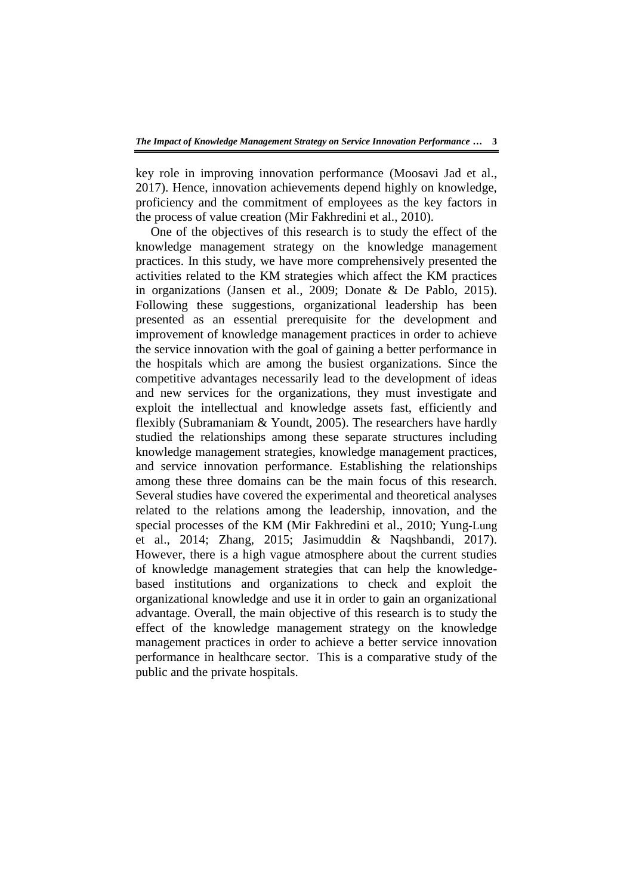key role in improving innovation performance (Moosavi Jad et al., 2017). Hence, innovation achievements depend highly on knowledge, proficiency and the commitment of employees as the key factors in the process of value creation (Mir Fakhredini et al., 2010).

One of the objectives of this research is to study the effect of the knowledge management strategy on the knowledge management practices. In this study, we have more comprehensively presented the activities related to the KM strategies which affect the KM practices in organizations (Jansen et al., 2009; Donate & De Pablo, 2015). Following these suggestions, organizational leadership has been presented as an essential prerequisite for the development and improvement of knowledge management practices in order to achieve the service innovation with the goal of gaining a better performance in the hospitals which are among the busiest organizations. Since the competitive advantages necessarily lead to the development of ideas and new services for the organizations, they must investigate and exploit the intellectual and knowledge assets fast, efficiently and flexibly (Subramaniam & Youndt, 2005). The researchers have hardly studied the relationships among these separate structures including knowledge management strategies, knowledge management practices, and service innovation performance. Establishing the relationships among these three domains can be the main focus of this research. Several studies have covered the experimental and theoretical analyses related to the relations among the leadership, innovation, and the special processes of the KM (Mir Fakhredini et al., 2010; Yung-Lung et al., 2014; Zhang, 2015; Jasimuddin & Naqshbandi, 2017). However, there is a high vague atmosphere about the current studies of knowledge management strategies that can help the knowledge-based institutions and organizations to check and exploit the organizational knowledge and use it in order to gain an organizational advantage. Overall, the main objective of this research is to study the effect of the knowledge management strategy on the knowledge management practices in order to achieve a better service innovation performance in healthcare sector. This is a comparative study of the public and the private hospitals.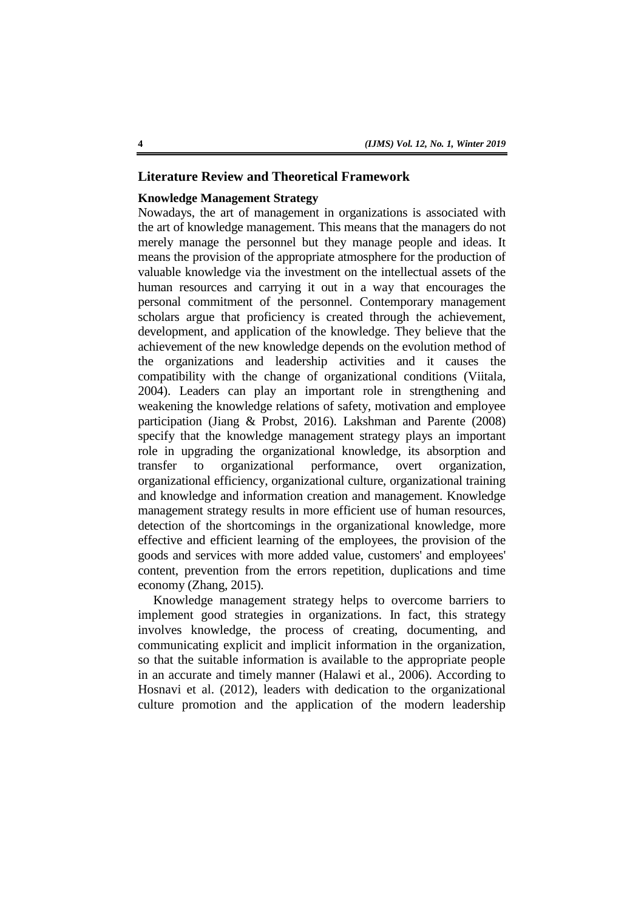## Literature Review and Theoretical Framework

### Knowledge Management Strategy

Nowadays, the art of management in organizations is associated with the art of knowledge management. This means that the managers do not merely manage the personnel but they manage people and ideas. It means the provision of the appropriate atmosphere for the production of valuable knowledge via the investment on the intellectual assets of the human resources and carrying it out in a way that encourages the personal commitment of the personnel. Contemporary management scholars argue that proficiency is created through the achievement, development, and application of the knowledge. They believe that the achievement of the new knowledge depends on the evolution method of the organizations and leadership activities and it causes the compatibility with the change of organizational conditions (Viitala, 2004). Leaders can play an important role in strengthening and weakening the knowledge relations of safety, motivation and employee participation (Jiang & Probst, 2016). Lakshman and Parente (2008) specify that the knowledge management strategy plays an important role in upgrading the organizational knowledge, its absorption and transfer to organizational performance, overt organization, organizational efficiency, organizational culture, organizational training and knowledge and information creation and management. Knowledge management strategy results in more efficient use of human resources, detection of the shortcomings in the organizational knowledge, more effective and efficient learning of the employees, the provision of the goods and services with more added value, customers' and employees' content, prevention from the errors repetition, duplications and time economy (Zhang, 2015).

Knowledge management strategy helps to overcome barriers to implement good strategies in organizations. In fact, this strategy involves knowledge, the process of creating, documenting, and communicating explicit and implicit information in the organization, so that the suitable information is available to the appropriate people in an accurate and timely manner (Halawi et al., 2006). According to Hosnavi et al. (2012), leaders with dedication to the organizational culture promotion and the application of the modern leadership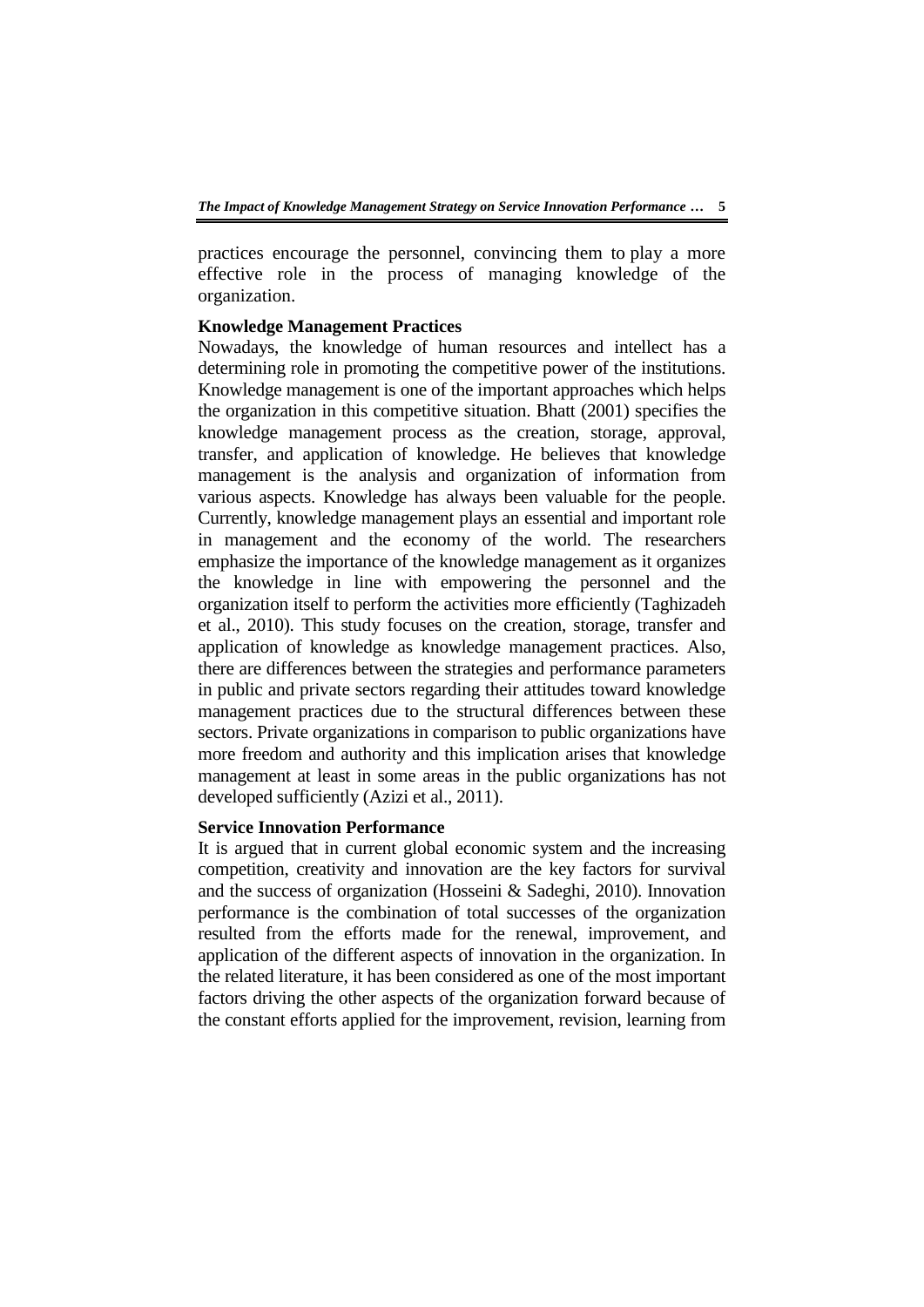practices encourage the personnel, convincing them to play a more effective role in the process of managing knowledge of the organization.

### Knowledge Management Practices

Nowadays, the knowledge of human resources and intellect has a determining role in promoting the competitive power of the institutions. Knowledge management is one of the important approaches which helps the organization in this competitive situation. Bhatt (2001) specifies the knowledge management process as the creation, storage, approval, transfer, and application of knowledge. He believes that knowledge management is the analysis and organization of information from various aspects. Knowledge has always been valuable for the people. Currently, knowledge management plays an essential and important role in management and the economy of the world. The researchers emphasize the importance of the knowledge management as it organizes the knowledge in line with empowering the personnel and the organization itself to perform the activities more efficiently (Taghizadeh et al., 2010). This study focuses on the creation, storage, transfer and application of knowledge as knowledge management practices. Also, there are differences between the strategies and performance parameters in public and private sectors regarding their attitudes toward knowledge management practices due to the structural differences between these sectors. Private organizations in comparison to public organizations have more freedom and authority and this implication arises that knowledge management at least in some areas in the public organizations has not developed sufficiently (Azizi et al., 2011).

### Service Innovation Performance

It is argued that in current global economic system and the increasing competition, creativity and innovation are the key factors for survival and the success of organization (Hosseini & Sadeghi, 2010). Innovation performance is the combination of total successes of the organization resulted from the efforts made for the renewal, improvement, and application of the different aspects of innovation in the organization. In the related literature, it has been considered as one of the most important factors driving the other aspects of the organization forward because of the constant efforts applied for the improvement, revision, learning from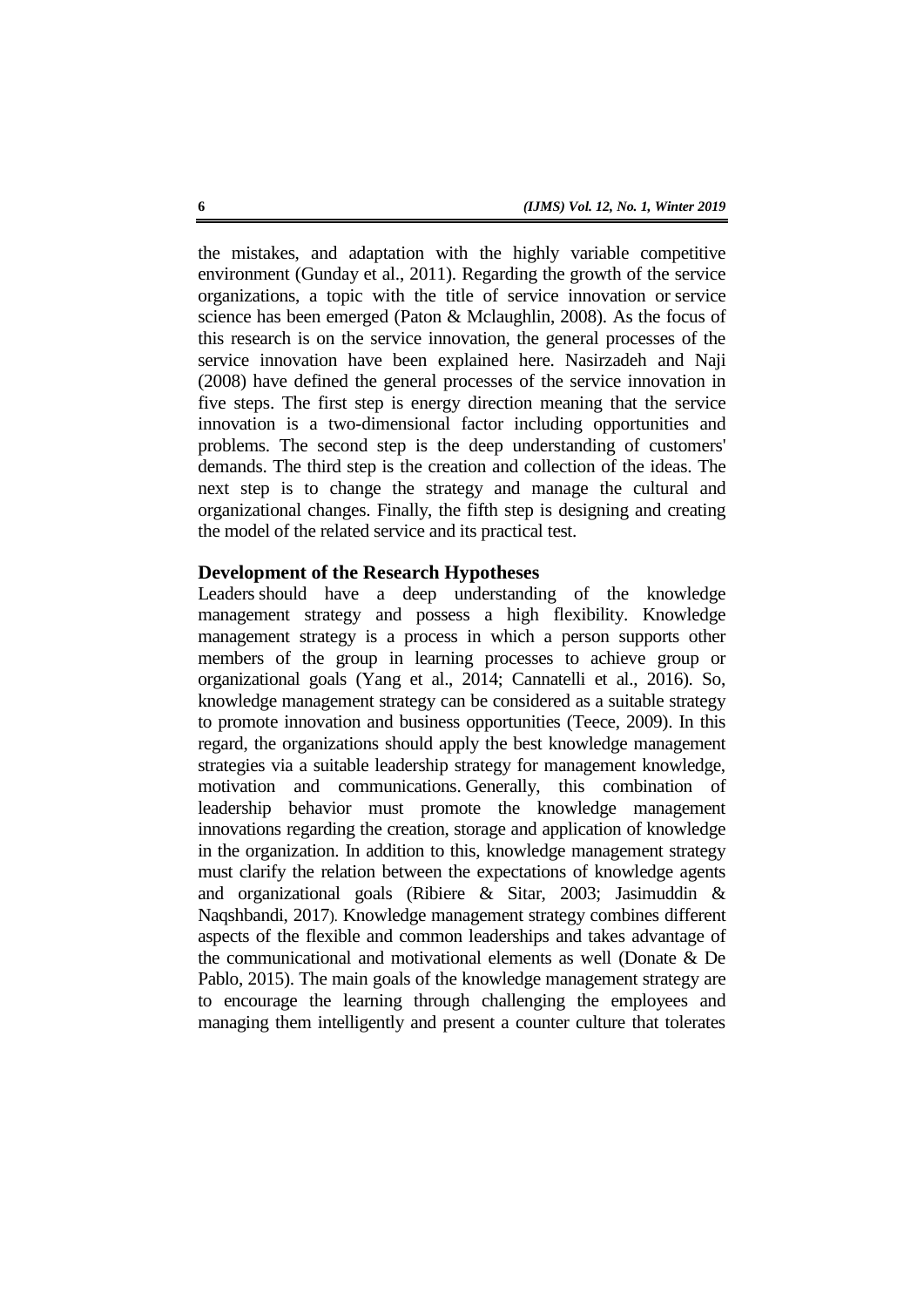the mistakes, and adaptation with the highly variable competitive environment (Gunday et al., 2011). Regarding the growth of the service organizations, a topic with the title of service innovation or service science has been emerged (Paton & Mclaughlin, 2008). As the focus of this research is on the service innovation, the general processes of the service innovation have been explained here. Nasirzadeh and Naji (2008) have defined the general processes of the service innovation in five steps. The first step is energy direction meaning that the service innovation is a two-dimensional factor including opportunities and problems. The second step is the deep understanding of customers' demands. The third step is the creation and collection of the ideas. The next step is to change the strategy and manage the cultural and organizational changes. Finally, the fifth step is designing and creating the model of the related service and its practical test.

### Development of the Research Hypotheses

Leaders should have a deep understanding of the knowledge management strategy and possess a high flexibility. Knowledge management strategy is a process in which a person supports other members of the group in learning processes to achieve group or organizational goals (Yang et al., 2014; Cannatelli et al., 2016). So, knowledge management strategy can be considered as a suitable strategy to promote innovation and business opportunities (Teece, 2009). In this regard, the organizations should apply the best knowledge management strategies via a suitable leadership strategy for management knowledge, motivation and communications. Generally, this combination of leadership behavior must promote the knowledge management innovations regarding the creation, storage and application of knowledge in the organization. In addition to this, knowledge management strategy must clarify the relation between the expectations of knowledge agents and organizational goals (Ribiere & Sitar, 2003; Jasimuddin & Naqshbandi, 2017). Knowledge management strategy combines different aspects of the flexible and common leaderships and takes advantage of the communicational and motivational elements as well (Donate & De Pablo, 2015). The main goals of the knowledge management strategy are to encourage the learning through challenging the employees and managing them intelligently and present a counter culture that tolerates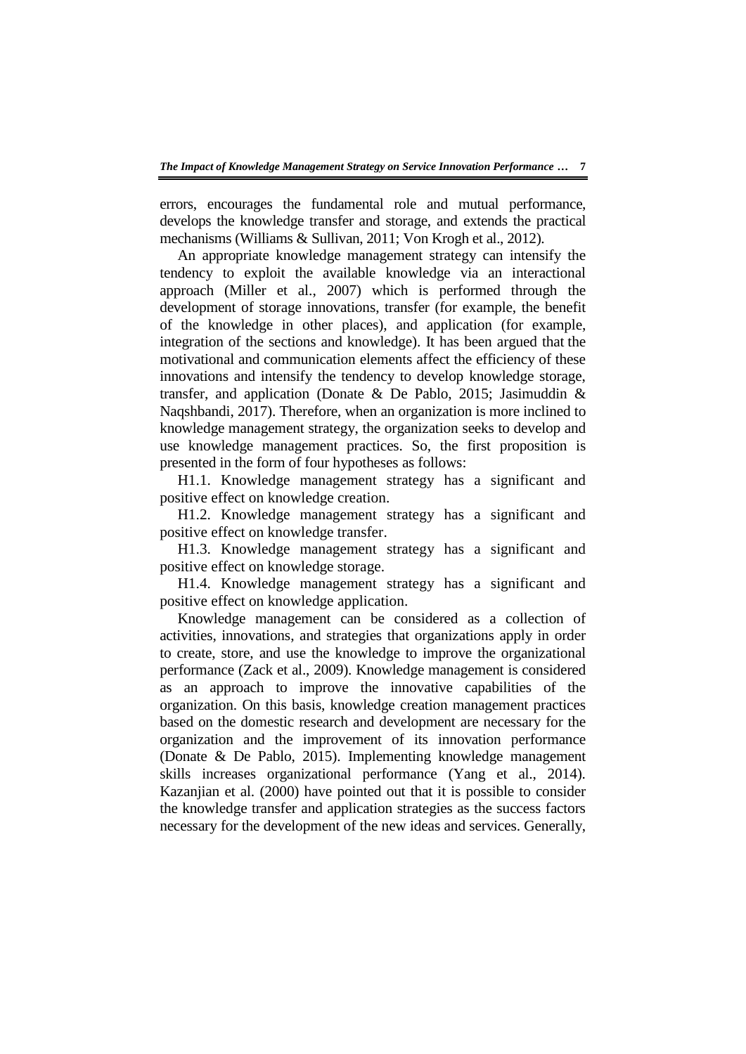errors, encourages the fundamental role and mutual performance, develops the knowledge transfer and storage, and extends the practical mechanisms (Williams & Sullivan, 2011; Von Krogh et al., 2012).

An appropriate knowledge management strategy can intensify the tendency to exploit the available knowledge via an interactional approach (Miller et al., 2007) which is performed through the development of storage innovations, transfer (for example, the benefit of the knowledge in other places), and application (for example, integration of the sections and knowledge). It has been argued that the motivational and communication elements affect the efficiency of these innovations and intensify the tendency to develop knowledge storage, transfer, and application (Donate & De Pablo, 2015; Jasimuddin & Naqshbandi, 2017). Therefore, when an organization is more inclined to knowledge management strategy, the organization seeks to develop and use knowledge management practices. So, the first proposition is presented in the form of four hypotheses as follows:

H1.1. Knowledge management strategy has a significant and positive effect on knowledge creation.

H1.2. Knowledge management strategy has a significant and positive effect on knowledge transfer.

H1.3. Knowledge management strategy has a significant and positive effect on knowledge storage.

H1.4. Knowledge management strategy has a significant and positive effect on knowledge application.

Knowledge management can be considered as a collection of activities, innovations, and strategies that organizations apply in order to create, store, and use the knowledge to improve the organizational performance (Zack et al., 2009). Knowledge management is considered as an approach to improve the innovative capabilities of the organization. On this basis, knowledge creation management practices based on the domestic research and development are necessary for the organization and the improvement of its innovation performance (Donate & De Pablo, 2015). Implementing knowledge management skills increases organizational performance (Yang et al., 2014). Kazanjian et al. (2000) have pointed out that it is possible to consider the knowledge transfer and application strategies as the success factors necessary for the development of the new ideas and services. Generally,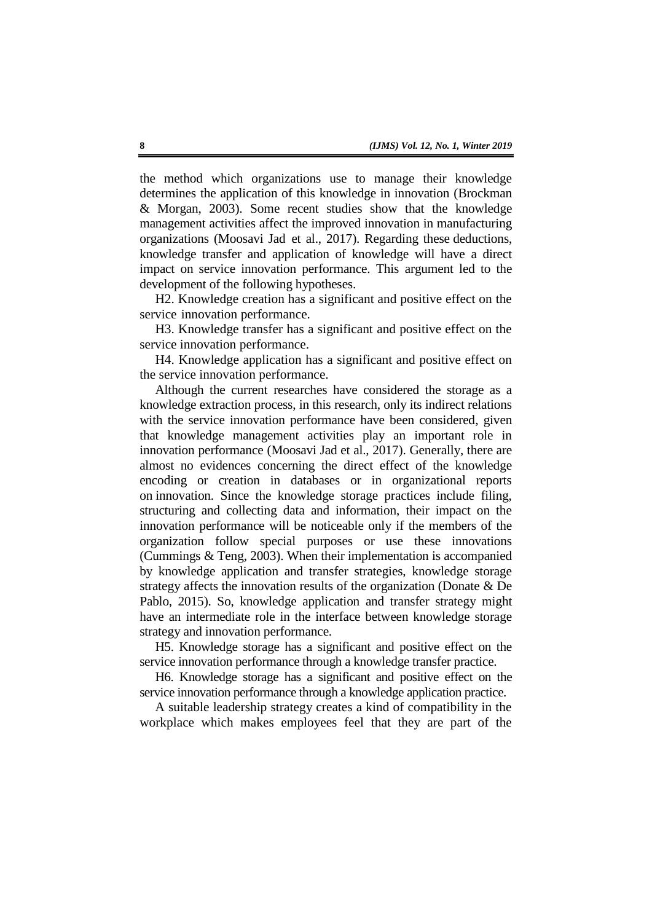the method which organizations use to manage their knowledge determines the application of this knowledge in innovation (Brockman & Morgan, 2003). Some recent studies show that the knowledge management activities affect the improved innovation in manufacturing organizations (Moosavi Jad et al., 2017). Regarding these deductions, knowledge transfer and application of knowledge will have a direct impact on service innovation performance. This argument led to the development of the following hypotheses.

H2. Knowledge creation has a significant and positive effect on the service innovation performance.

H3. Knowledge transfer has a significant and positive effect on the service innovation performance.

H4. Knowledge application has a significant and positive effect on the service innovation performance.

Although the current researches have considered the storage as a knowledge extraction process, in this research, only its indirect relations with the service innovation performance have been considered, given that knowledge management activities play an important role in innovation performance (Moosavi Jad et al., 2017). Generally, there are almost no evidences concerning the direct effect of the knowledge encoding or creation in databases or in organizational reports on innovation. Since the knowledge storage practices include filing, structuring and collecting data and information, their impact on the innovation performance will be noticeable only if the members of the organization follow special purposes or use these innovations (Cummings & Teng, 2003). When their implementation is accompanied by knowledge application and transfer strategies, knowledge storage strategy affects the innovation results of the organization (Donate & De Pablo, 2015). So, knowledge application and transfer strategy might have an intermediate role in the interface between knowledge storage strategy and innovation performance.

H5. Knowledge storage has a significant and positive effect on the service innovation performance through a knowledge transfer practice.

H6. Knowledge storage has a significant and positive effect on the service innovation performance through a knowledge application practice.

A suitable leadership strategy creates a kind of compatibility in the workplace which makes employees feel that they are part of the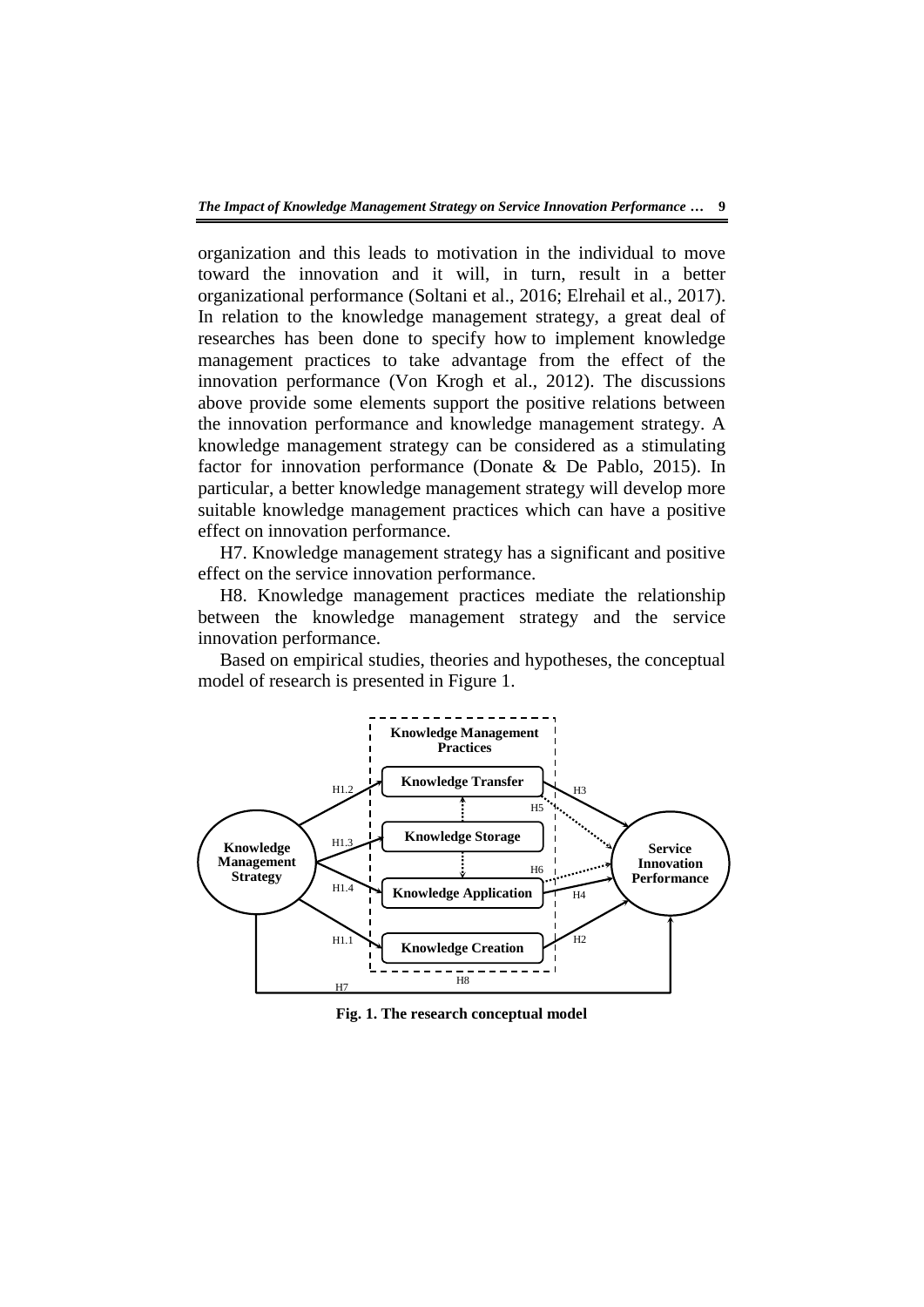organization and this leads to motivation in the individual to move toward the innovation and it will, in turn, result in a better organizational performance (Soltani et al., 2016; Elrehail et al., 2017). In relation to the knowledge management strategy, a great deal of researches has been done to specify how to implement knowledge management practices to take advantage from the effect of the innovation performance (Von Krogh et al., 2012). The discussions above provide some elements support the positive relations between the innovation performance and knowledge management strategy. A knowledge management strategy can be considered as a stimulating factor for innovation performance (Donate & De Pablo, 2015). In particular, a better knowledge management strategy will develop more suitable knowledge management practices which can have a positive effect on innovation performance.

H7. Knowledge management strategy has a significant and positive effect on the service innovation performance.

H8. Knowledge management practices mediate the relationship between the knowledge management strategy and the service innovation performance.

Based on empirical studies, theories and hypotheses, the conceptual model of research is presented in Figure 1.

**Fig. 1. The research conceptual model**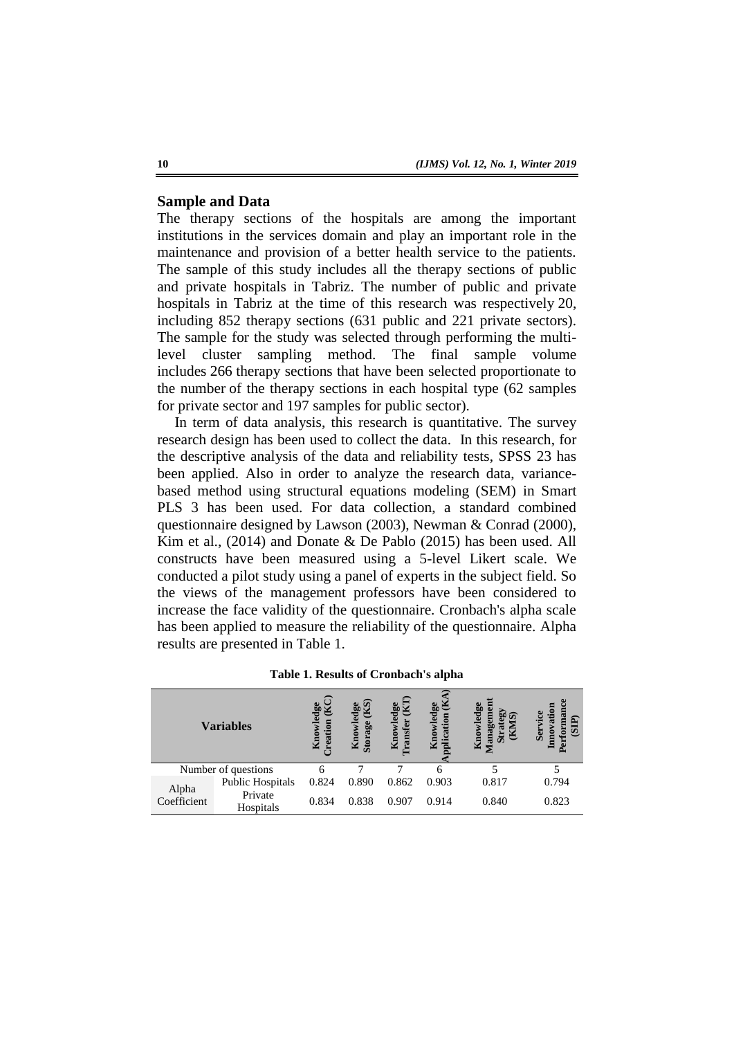## Sample and Data

The therapy sections of the hospitals are among the important institutions in the services domain and play an important role in the maintenance and provision of a better health service to the patients. The sample of this study includes all the therapy sections of public and private hospitals in Tabriz. The number of public and private hospitals in Tabriz at the time of this research was respectively 20, including 852 therapy sections (631 public and 221 private sectors). The sample for the study was selected through performing the multi-level cluster sampling method. The final sample volume includes 266 therapy sections that have been selected proportionate to the number of the therapy sections in each hospital type (62 samples for private sector and 197 samples for public sector).

In term of data analysis, this research is quantitative. The survey research design has been used to collect the data. In this research, for the descriptive analysis of the data and reliability tests, SPSS 23 has been applied. Also in order to analyze the research data, variance-based method using structural equations modeling (SEM) in Smart PLS 3 has been used. For data collection, a standard combined questionnaire designed by Lawson (2003), Newman & Conrad (2000), Kim et al., (2014) and Donate & De Pablo (2015) has been used. All constructs have been measured using a 5-level Likert scale. We conducted a pilot study using a panel of experts in the subject field. So the views of the management professors have been considered to increase the face validity of the questionnaire. Cronbach's alpha scale has been applied to measure the reliability of the questionnaire. Alpha results are presented in Table 1.

**Table 1. Results of Cronbach's alpha**

| Variables | | Knowledge Creation (KC) | Knowledge Storage (KS) | Knowledge Transfer (KT) | Knowledge Application (KA) | Knowledge Management Strategy (KMS) | Service Innovation Performance (SIP) |
|---|---|---|---|---|---|---|---|
| Number of questions | | 6 | 7 | 7 | 6 | 5 | 5 |
| Alpha Coefficient | Public Hospitals | 0.824 | 0.890 | 0.862 | 0.903 | 0.817 | 0.794 |
| | Private Hospitals | 0.834 | 0.838 | 0.907 | 0.914 | 0.840 | 0.823 |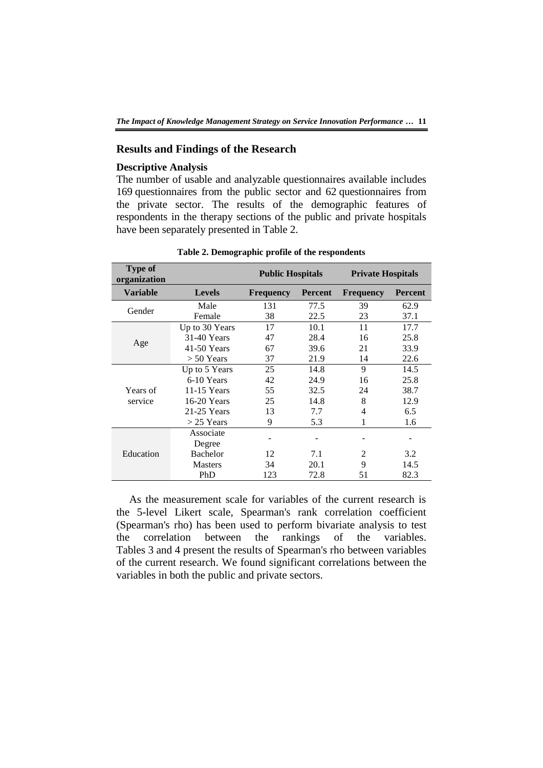## Results and Findings of the Research

### Descriptive Analysis

The number of usable and analyzable questionnaires available includes 169 questionnaires from the public sector and 62 questionnaires from the private sector. The results of the demographic features of respondents in the therapy sections of the public and private hospitals have been separately presented in Table 2.

**Table 2. Demographic profile of the respondents**

| Type of organization | | Public Hospitals | | Private Hospitals | |
|---|---|---|---|---|---|
| **Variable** | **Levels** | **Frequency** | **Percent** | **Frequency** | **Percent** |
| Gender | Male | 131 | 77.5 | 39 | 62.9 |
| | Female | 38 | 22.5 | 23 | 37.1 |
| Age | Up to 30 Years | 17 | 10.1 | 11 | 17.7 |
| | 31-40 Years | 47 | 28.4 | 16 | 25.8 |
| | 41-50 Years | 67 | 39.6 | 21 | 33.9 |
| | > 50 Years | 37 | 21.9 | 14 | 22.6 |
| Years of service | Up to 5 Years | 25 | 14.8 | 9 | 14.5 |
| | 6-10 Years | 42 | 24.9 | 16 | 25.8 |
| | 11-15 Years | 55 | 32.5 | 24 | 38.7 |
| | 16-20 Years | 25 | 14.8 | 8 | 12.9 |
| | 21-25 Years | 13 | 7.7 | 4 | 6.5 |
| | > 25 Years | 9 | 5.3 | 1 | 1.6 |
| Education | Associate Degree | - | - | - | - |
| | Bachelor | 12 | 7.1 | 2 | 3.2 |
| | Masters | 34 | 20.1 | 9 | 14.5 |
| | PhD | 123 | 72.8 | 51 | 82.3 |

As the measurement scale for variables of the current research is the 5-level Likert scale, Spearman's rank correlation coefficient (Spearman's rho) has been used to perform bivariate analysis to test the correlation between the rankings of the variables. Tables 3 and 4 present the results of Spearman's rho between variables of the current research. We found significant correlations between the variables in both the public and private sectors.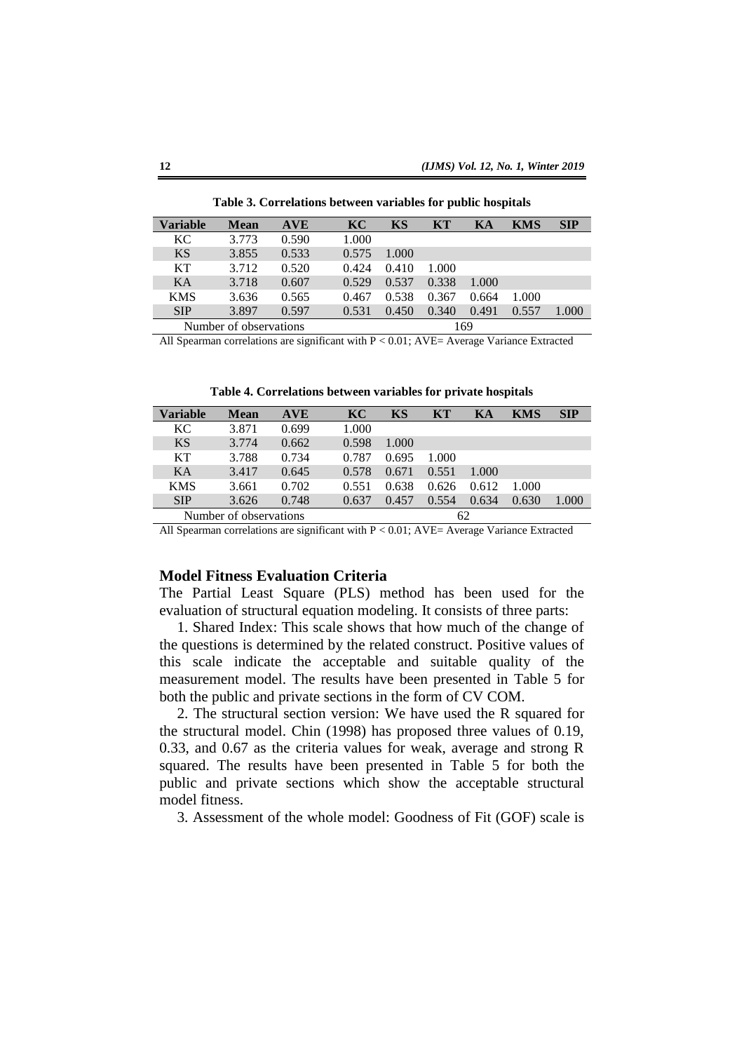**Table 3. Correlations between variables for public hospitals**

| Variable | Mean | AVE | KC | KS | KT | KA | KMS | SIP |
|---|---|---|---|---|---|---|---|---|
| KC | 3.773 | 0.590 | 1.000 | | | | | |
| KS | 3.855 | 0.533 | 0.575 | 1.000 | | | | |
| KT | 3.712 | 0.520 | 0.424 | 0.410 | 1.000 | | | |
| KA | 3.718 | 0.607 | 0.529 | 0.537 | 0.338 | 1.000 | | |
| KMS | 3.636 | 0.565 | 0.467 | 0.538 | 0.367 | 0.664 | 1.000 | |
| SIP | 3.897 | 0.597 | 0.531 | 0.450 | 0.340 | 0.491 | 0.557 | 1.000 |
| Number of observations | | | 169 | | | | | |

All Spearman correlations are significant with $P < 0.01$; AVE= Average Variance Extracted

**Table 4. Correlations between variables for private hospitals**

| Variable | Mean | AVE | KC | KS | KT | KA | KMS | SIP |
|---|---|---|---|---|---|---|---|---|
| KC | 3.871 | 0.699 | 1.000 | | | | | |
| KS | 3.774 | 0.662 | 0.598 | 1.000 | | | | |
| KT | 3.788 | 0.734 | 0.787 | 0.695 | 1.000 | | | |
| KA | 3.417 | 0.645 | 0.578 | 0.671 | 0.551 | 1.000 | | |
| KMS | 3.661 | 0.702 | 0.551 | 0.638 | 0.626 | 0.612 | 1.000 | |
| SIP | 3.626 | 0.748 | 0.637 | 0.457 | 0.554 | 0.634 | 0.630 | 1.000 |
| Number of observations | | | 62 | | | | | |

All Spearman correlations are significant with $P < 0.01$; AVE= Average Variance Extracted

## Model Fitness Evaluation Criteria

The Partial Least Square (PLS) method has been used for the evaluation of structural equation modeling. It consists of three parts:

1. Shared Index: This scale shows that how much of the change of the questions is determined by the related construct. Positive values of this scale indicate the acceptable and suitable quality of the measurement model. The results have been presented in Table 5 for both the public and private sections in the form of CV COM.

2. The structural section version: We have used the R squared for the structural model. Chin (1998) has proposed three values of 0.19, 0.33, and 0.67 as the criteria values for weak, average and strong R squared. The results have been presented in Table 5 for both the public and private sections which show the acceptable structural model fitness.

3. Assessment of the whole model: Goodness of Fit (GOF) scale is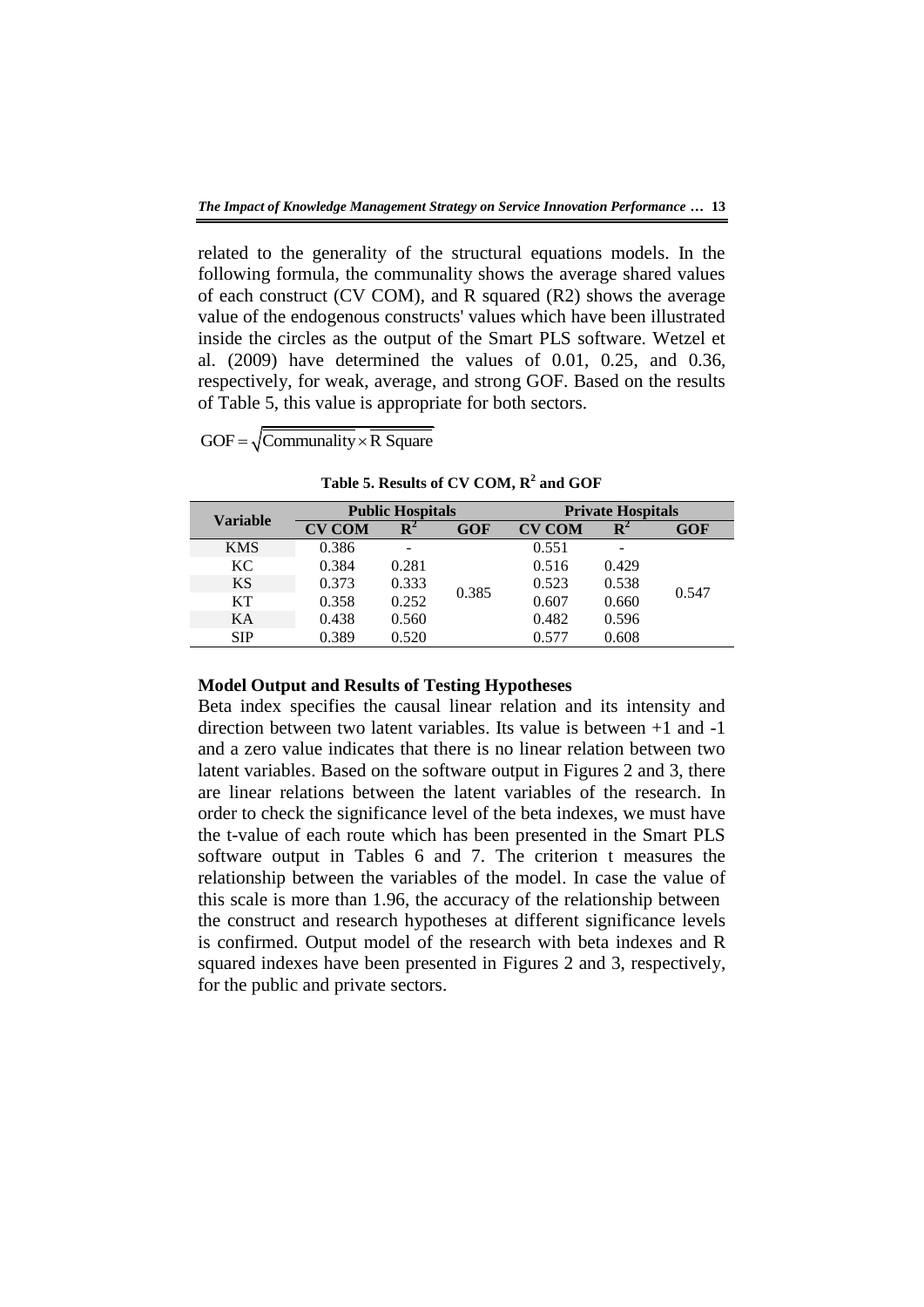related to the generality of the structural equations models. In the following formula, the communality shows the average shared values of each construct (CV COM), and R squared (R2) shows the average value of the endogenous constructs' values which have been illustrated inside the circles as the output of the Smart PLS software. Wetzel et al. (2009) have determined the values of 0.01, 0.25, and 0.36, respectively, for weak, average, and strong GOF. Based on the results of Table 5, this value is appropriate for both sectors.

$$GOF = \sqrt{\overline{\text{Communality}} \times \overline{\text{R Square}}}$$

**Table 5. Results of CV COM, $R^2$ and GOF**

| Variable | Public Hospitals | | | Private Hospitals | | |
|---|---|---|---|---|---|---|
| | **CV COM** | **$R^2$** | **GOF** | **CV COM** | **$R^2$** | **GOF** |
| KMS | 0.386 | - | 0.385 | 0.551 | - | 0.547 |
| KC | 0.384 | 0.281 | | 0.516 | 0.429 | |
| KS | 0.373 | 0.333 | | 0.523 | 0.538 | |
| KT | 0.358 | 0.252 | | 0.607 | 0.660 | |
| KA | 0.438 | 0.560 | | 0.482 | 0.596 | |
| SIP | 0.389 | 0.520 | | 0.577 | 0.608 | |

**Model Output and Results of Testing Hypotheses**

Beta index specifies the causal linear relation and its intensity and direction between two latent variables. Its value is between +1 and -1 and a zero value indicates that there is no linear relation between two latent variables. Based on the software output in Figures 2 and 3, there are linear relations between the latent variables of the research. In order to check the significance level of the beta indexes, we must have the t-value of each route which has been presented in the Smart PLS software output in Tables 6 and 7. The criterion t measures the relationship between the variables of the model. In case the value of this scale is more than 1.96, the accuracy of the relationship between the construct and research hypotheses at different significance levels is confirmed. Output model of the research with beta indexes and R squared indexes have been presented in Figures 2 and 3, respectively, for the public and private sectors.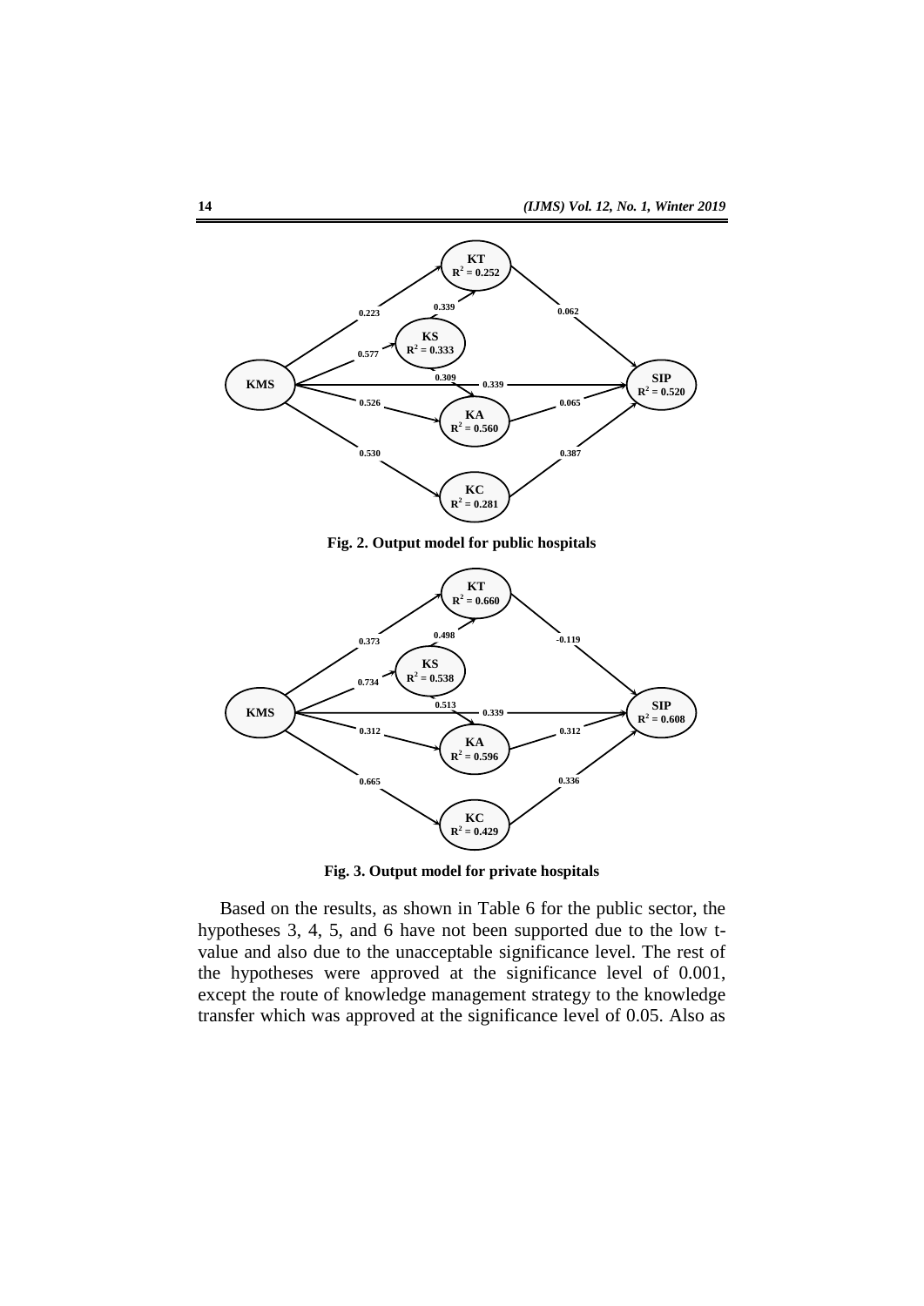Fig. 2. Output model for public hospitals

Fig. 3. Output model for private hospitals

Based on the results, as shown in Table 6 for the public sector, the hypotheses 3, 4, 5, and 6 have not been supported due to the low t-value and also due to the unacceptable significance level. The rest of the hypotheses were approved at the significance level of 0.001, except the route of knowledge management strategy to the knowledge transfer which was approved at the significance level of 0.05. Also as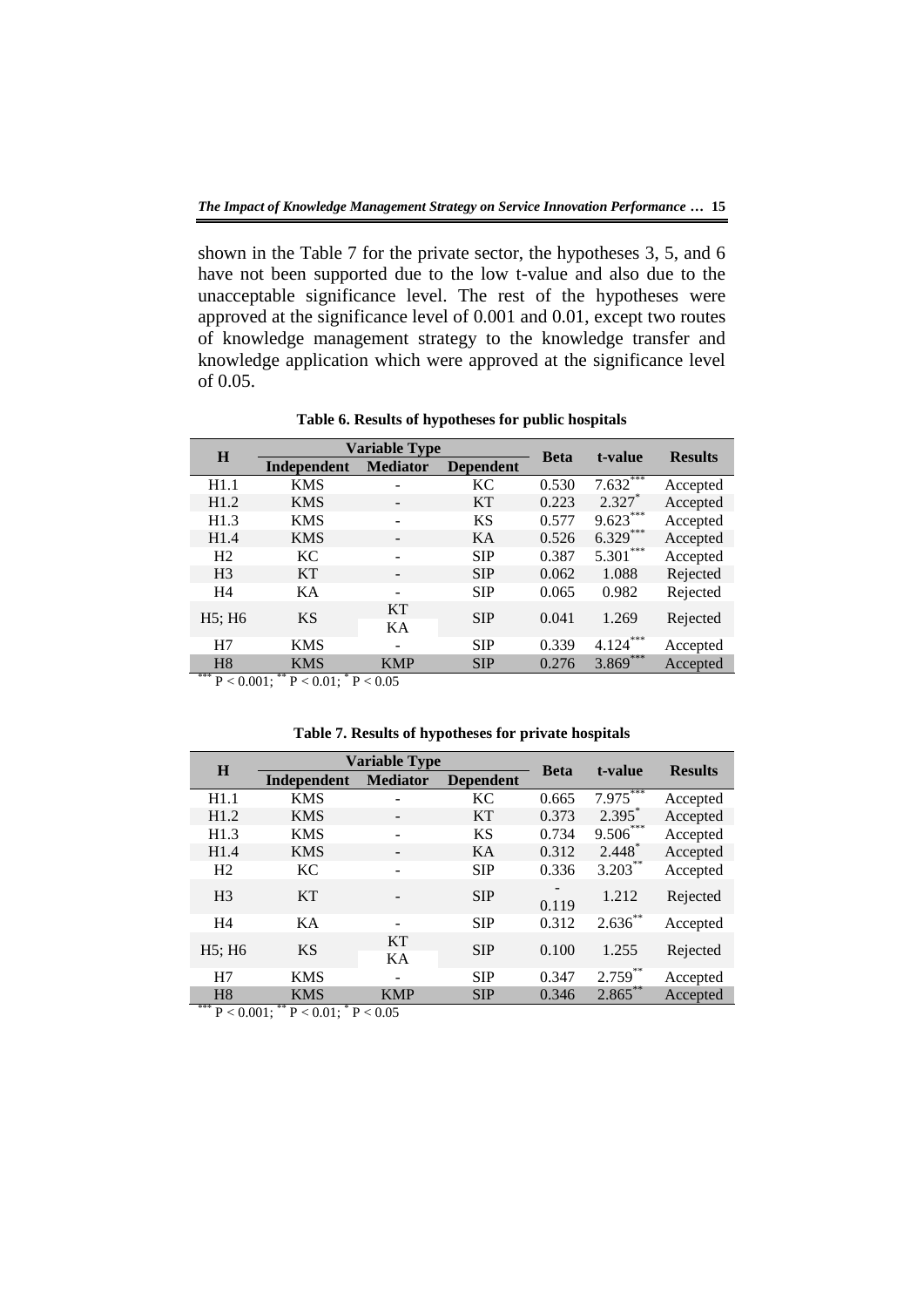shown in the Table 7 for the private sector, the hypotheses 3, 5, and 6 have not been supported due to the low t-value and also due to the unacceptable significance level. The rest of the hypotheses were approved at the significance level of 0.001 and 0.01, except two routes of knowledge management strategy to the knowledge transfer and knowledge application which were approved at the significance level of 0.05.

**Table 6. Results of hypotheses for public hospitals**

| H | Variable Type | | | Beta | t-value | Results |
|---|---|---|---|---|---|---|
| | Independent | Mediator | Dependent | | | |
| H1.1 | KMS | - | KC | 0.530 | 7.632*** | Accepted |
| H1.2 | KMS | - | KT | 0.223 | 2.327* | Accepted |
| H1.3 | KMS | - | KS | 0.577 | 9.623*** | Accepted |
| H1.4 | KMS | - | KA | 0.526 | 6.329*** | Accepted |
| H2 | KC | - | SIP | 0.387 | 5.301*** | Accepted |
| H3 | KT | - | SIP | 0.062 | 1.088 | Rejected |
| H4 | KA | - | SIP | 0.065 | 0.982 | Rejected |
| H5; H6 | KS | KT<br>KA | SIP | 0.041 | 1.269 | Rejected |
| H7 | KMS | - | SIP | 0.339 | 4.124*** | Accepted |
| H8 | KMS | KMP | SIP | 0.276 | 3.869*** | Accepted |

*** $P < 0.001$; ** $P < 0.01$; * $P < 0.05$

**Table 7. Results of hypotheses for private hospitals**

| H | Variable Type | | | Beta | t-value | Results |
|---|---|---|---|---|---|---|
| | Independent | Mediator | Dependent | | | |
| H1.1 | KMS | - | KC | 0.665 | 7.975*** | Accepted |
| H1.2 | KMS | - | KT | 0.373 | 2.395* | Accepted |
| H1.3 | KMS | - | KS | 0.734 | 9.506*** | Accepted |
| H1.4 | KMS | - | KA | 0.312 | 2.448* | Accepted |
| H2 | KC | - | SIP | 0.336 | 3.203** | Accepted |
| H3 | KT | - | SIP | -0.119 | 1.212 | Rejected |
| H4 | KA | - | SIP | 0.312 | 2.636** | Accepted |
| H5; H6 | KS | KT<br>KA | SIP | 0.100 | 1.255 | Rejected |
| H7 | KMS | - | SIP | 0.347 | 2.759** | Accepted |
| H8 | KMS | KMP | SIP | 0.346 | 2.865** | Accepted |

*** $P < 0.001$; ** $P < 0.01$; * $P < 0.05$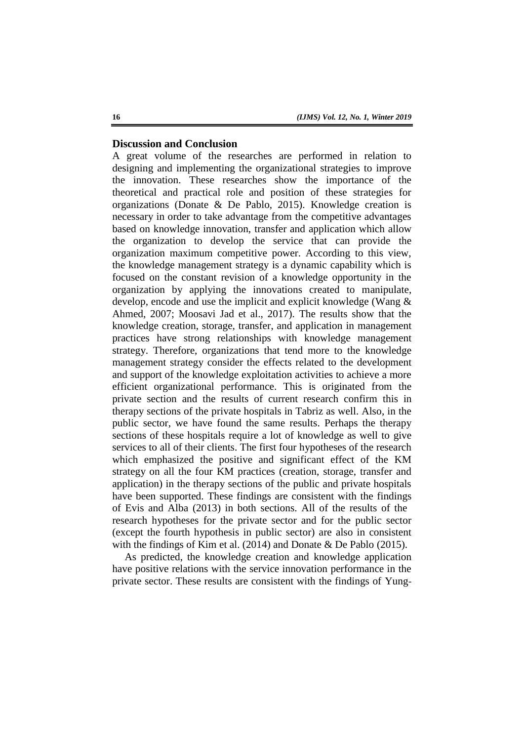## Discussion and Conclusion

A great volume of the researches are performed in relation to designing and implementing the organizational strategies to improve the innovation. These researches show the importance of the theoretical and practical role and position of these strategies for organizations (Donate & De Pablo, 2015). Knowledge creation is necessary in order to take advantage from the competitive advantages based on knowledge innovation, transfer and application which allow the organization to develop the service that can provide the organization maximum competitive power. According to this view, the knowledge management strategy is a dynamic capability which is focused on the constant revision of a knowledge opportunity in the organization by applying the innovations created to manipulate, develop, encode and use the implicit and explicit knowledge (Wang & Ahmed, 2007; Moosavi Jad et al., 2017). The results show that the knowledge creation, storage, transfer, and application in management practices have strong relationships with knowledge management strategy. Therefore, organizations that tend more to the knowledge management strategy consider the effects related to the development and support of the knowledge exploitation activities to achieve a more efficient organizational performance. This is originated from the private section and the results of current research confirm this in therapy sections of the private hospitals in Tabriz as well. Also, in the public sector, we have found the same results. Perhaps the therapy sections of these hospitals require a lot of knowledge as well to give services to all of their clients. The first four hypotheses of the research which emphasized the positive and significant effect of the KM strategy on all the four KM practices (creation, storage, transfer and application) in the therapy sections of the public and private hospitals have been supported. These findings are consistent with the findings of Evis and Alba (2013) in both sections. All of the results of the research hypotheses for the private sector and for the public sector (except the fourth hypothesis in public sector) are also in consistent with the findings of Kim et al. (2014) and Donate & De Pablo (2015).

As predicted, the knowledge creation and knowledge application have positive relations with the service innovation performance in the private sector. These results are consistent with the findings of Yung-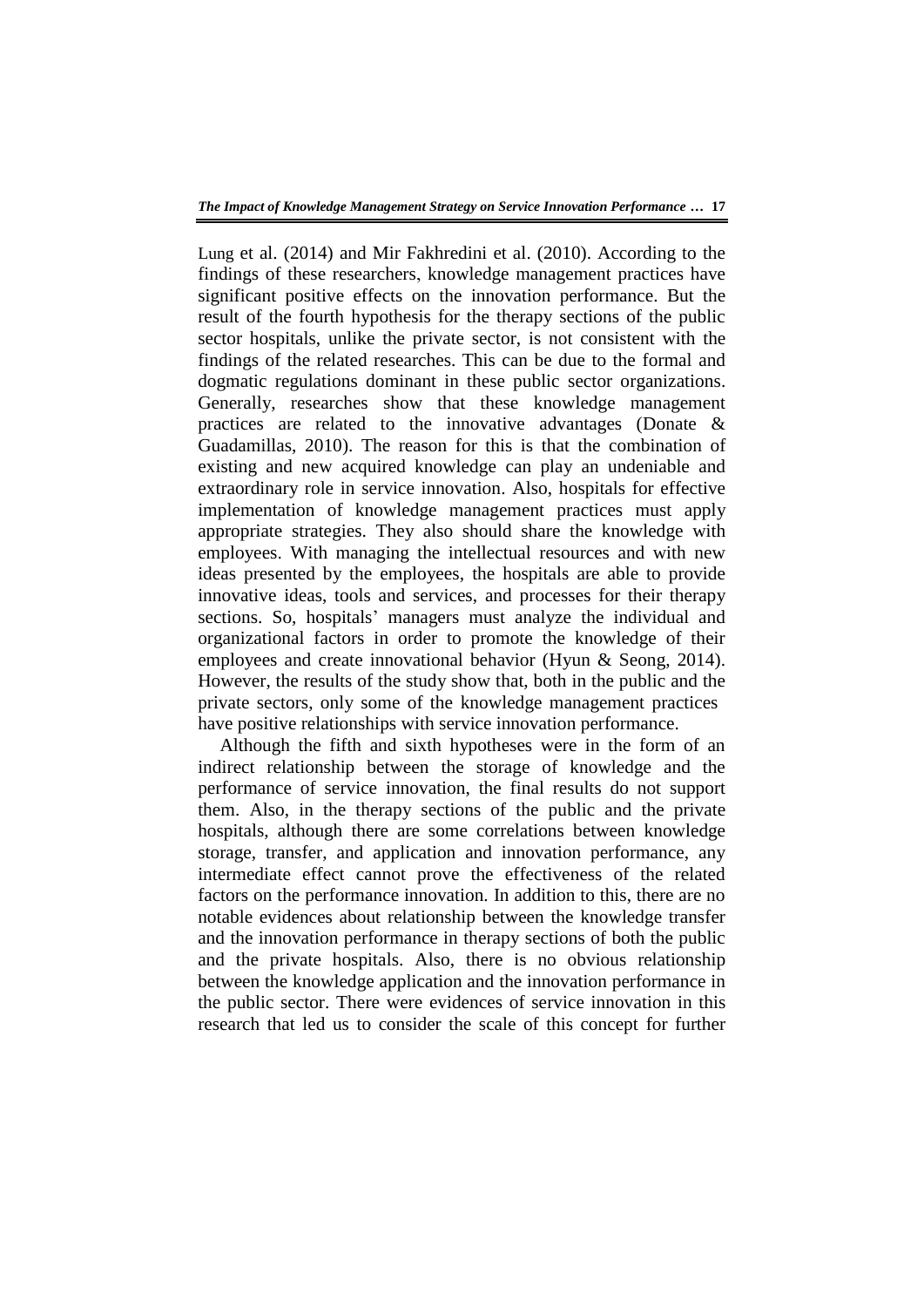Lung et al. (2014) and Mir Fakhredini et al. (2010). According to the findings of these researchers, knowledge management practices have significant positive effects on the innovation performance. But the result of the fourth hypothesis for the therapy sections of the public sector hospitals, unlike the private sector, is not consistent with the findings of the related researches. This can be due to the formal and dogmatic regulations dominant in these public sector organizations. Generally, researches show that these knowledge management practices are related to the innovative advantages (Donate & Guadamillas, 2010). The reason for this is that the combination of existing and new acquired knowledge can play an undeniable and extraordinary role in service innovation. Also, hospitals for effective implementation of knowledge management practices must apply appropriate strategies. They also should share the knowledge with employees. With managing the intellectual resources and with new ideas presented by the employees, the hospitals are able to provide innovative ideas, tools and services, and processes for their therapy sections. So, hospitals' managers must analyze the individual and organizational factors in order to promote the knowledge of their employees and create innovational behavior (Hyun & Seong, 2014). However, the results of the study show that, both in the public and the private sectors, only some of the knowledge management practices have positive relationships with service innovation performance.

Although the fifth and sixth hypotheses were in the form of an indirect relationship between the storage of knowledge and the performance of service innovation, the final results do not support them. Also, in the therapy sections of the public and the private hospitals, although there are some correlations between knowledge storage, transfer, and application and innovation performance, any intermediate effect cannot prove the effectiveness of the related factors on the performance innovation. In addition to this, there are no notable evidences about relationship between the knowledge transfer and the innovation performance in therapy sections of both the public and the private hospitals. Also, there is no obvious relationship between the knowledge application and the innovation performance in the public sector. There were evidences of service innovation in this research that led us to consider the scale of this concept for further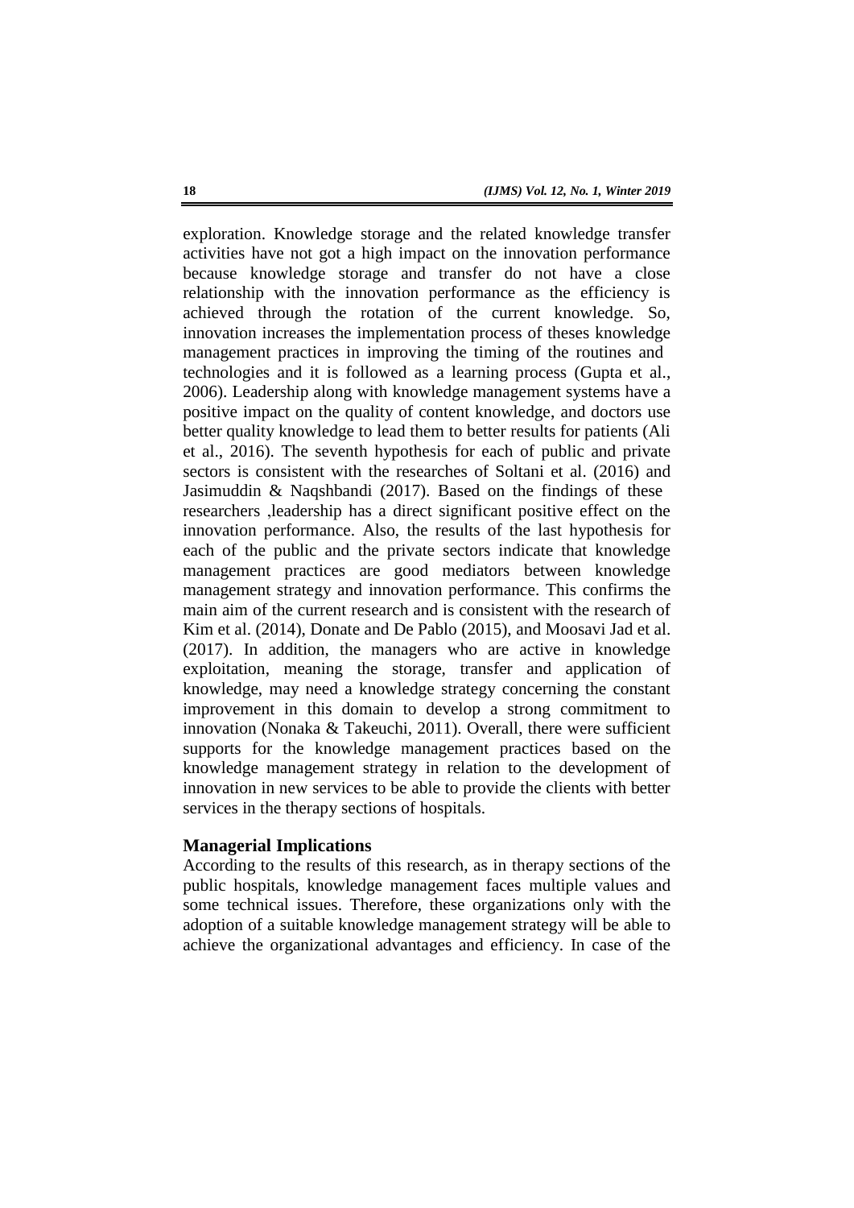exploration. Knowledge storage and the related knowledge transfer activities have not got a high impact on the innovation performance because knowledge storage and transfer do not have a close relationship with the innovation performance as the efficiency is achieved through the rotation of the current knowledge. So, innovation increases the implementation process of theses knowledge management practices in improving the timing of the routines and technologies and it is followed as a learning process (Gupta et al., 2006). Leadership along with knowledge management systems have a positive impact on the quality of content knowledge, and doctors use better quality knowledge to lead them to better results for patients (Ali et al., 2016). The seventh hypothesis for each of public and private sectors is consistent with the researches of Soltani et al. (2016) and Jasimuddin & Naqshbandi (2017). Based on the findings of these researchers ,leadership has a direct significant positive effect on the innovation performance. Also, the results of the last hypothesis for each of the public and the private sectors indicate that knowledge management practices are good mediators between knowledge management strategy and innovation performance. This confirms the main aim of the current research and is consistent with the research of Kim et al. (2014), Donate and De Pablo (2015), and Moosavi Jad et al. (2017). In addition, the managers who are active in knowledge exploitation, meaning the storage, transfer and application of knowledge, may need a knowledge strategy concerning the constant improvement in this domain to develop a strong commitment to innovation (Nonaka & Takeuchi, 2011). Overall, there were sufficient supports for the knowledge management practices based on the knowledge management strategy in relation to the development of innovation in new services to be able to provide the clients with better services in the therapy sections of hospitals.

## Managerial Implications

According to the results of this research, as in therapy sections of the public hospitals, knowledge management faces multiple values and some technical issues. Therefore, these organizations only with the adoption of a suitable knowledge management strategy will be able to achieve the organizational advantages and efficiency. In case of the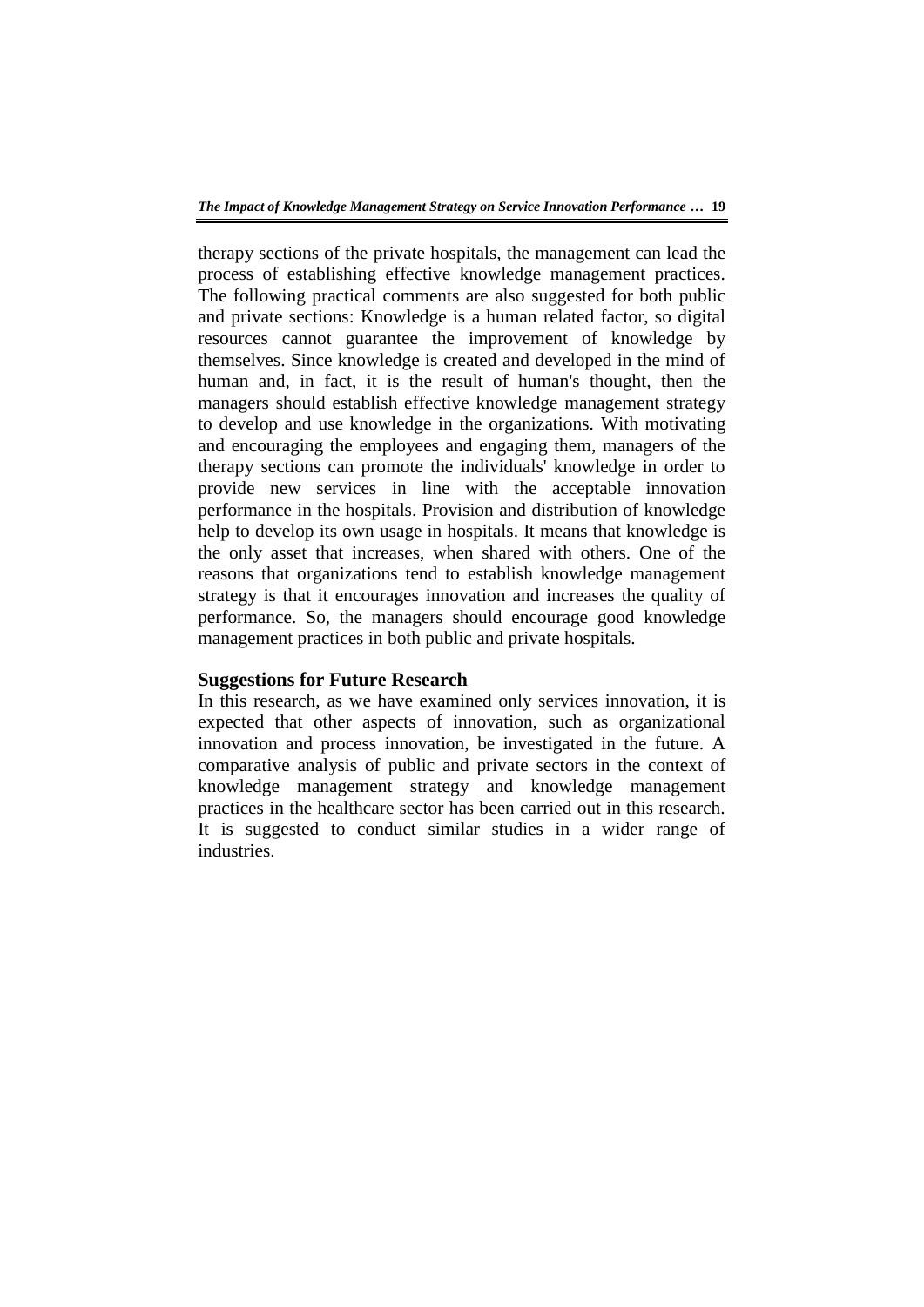therapy sections of the private hospitals, the management can lead the process of establishing effective knowledge management practices. The following practical comments are also suggested for both public and private sections: Knowledge is a human related factor, so digital resources cannot guarantee the improvement of knowledge by themselves. Since knowledge is created and developed in the mind of human and, in fact, it is the result of human's thought, then the managers should establish effective knowledge management strategy to develop and use knowledge in the organizations. With motivating and encouraging the employees and engaging them, managers of the therapy sections can promote the individuals' knowledge in order to provide new services in line with the acceptable innovation performance in the hospitals. Provision and distribution of knowledge help to develop its own usage in hospitals. It means that knowledge is the only asset that increases, when shared with others. One of the reasons that organizations tend to establish knowledge management strategy is that it encourages innovation and increases the quality of performance. So, the managers should encourage good knowledge management practices in both public and private hospitals.

## Suggestions for Future Research

In this research, as we have examined only services innovation, it is expected that other aspects of innovation, such as organizational innovation and process innovation, be investigated in the future. A comparative analysis of public and private sectors in the context of knowledge management strategy and knowledge management practices in the healthcare sector has been carried out in this research. It is suggested to conduct similar studies in a wider range of industries.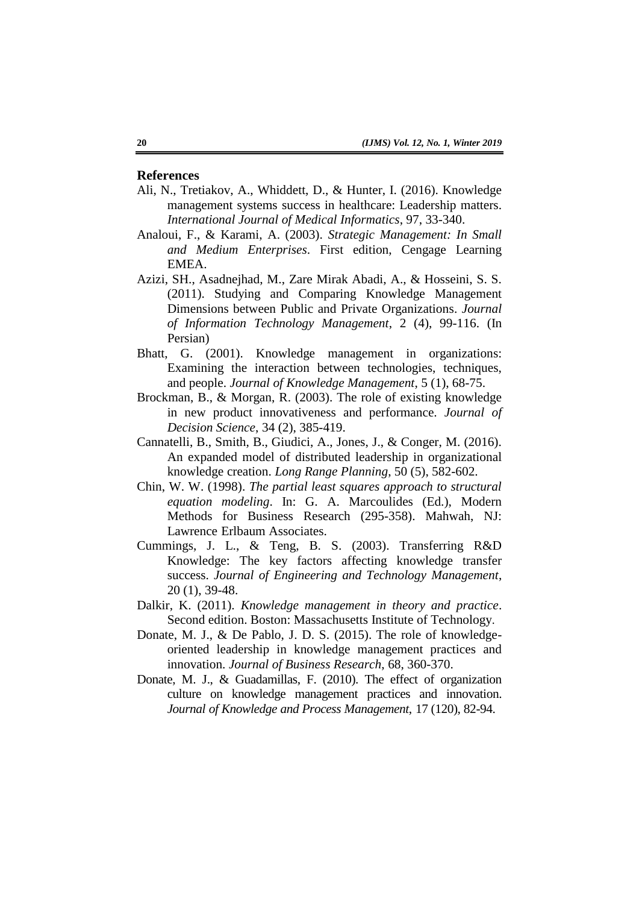## References

Ali, N., Tretiakov, A., Whiddett, D., & Hunter, I. (2016). Knowledge management systems success in healthcare: Leadership matters. *International Journal of Medical Informatics*, 97, 33-340.

Analoui, F., & Karami, A. (2003). *Strategic Management: In Small and Medium Enterprises*. First edition, Cengage Learning EMEA.

Azizi, SH., Asadnejhad, M., Zare Mirak Abadi, A., & Hosseini, S. S. (2011). Studying and Comparing Knowledge Management Dimensions between Public and Private Organizations. *Journal of Information Technology Management*, 2 (4), 99-116. (In Persian)

Bhatt, G. (2001). Knowledge management in organizations: Examining the interaction between technologies, techniques, and people. *Journal of Knowledge Management*, 5 (1), 68-75.

Brockman, B., & Morgan, R. (2003). The role of existing knowledge in new product innovativeness and performance. *Journal of Decision Science*, 34 (2), 385-419.

Cannatelli, B., Smith, B., Giudici, A., Jones, J., & Conger, M. (2016). An expanded model of distributed leadership in organizational knowledge creation. *Long Range Planning*, 50 (5), 582-602.

Chin, W. W. (1998). *The partial least squares approach to structural equation modeling*. In: G. A. Marcoulides (Ed.), Modern Methods for Business Research (295-358). Mahwah, NJ: Lawrence Erlbaum Associates.

Cummings, J. L., & Teng, B. S. (2003). Transferring R&D Knowledge: The key factors affecting knowledge transfer success. *Journal of Engineering and Technology Management*, 20 (1), 39-48.

Dalkir, K. (2011). *Knowledge management in theory and practice*. Second edition. Boston: Massachusetts Institute of Technology.

Donate, M. J., & De Pablo, J. D. S. (2015). The role of knowledge-oriented leadership in knowledge management practices and innovation. *Journal of Business Research*, 68, 360-370.

Donate, M. J., & Guadamillas, F. (2010). The effect of organization culture on knowledge management practices and innovation. *Journal of Knowledge and Process Management*, 17 (120), 82-94.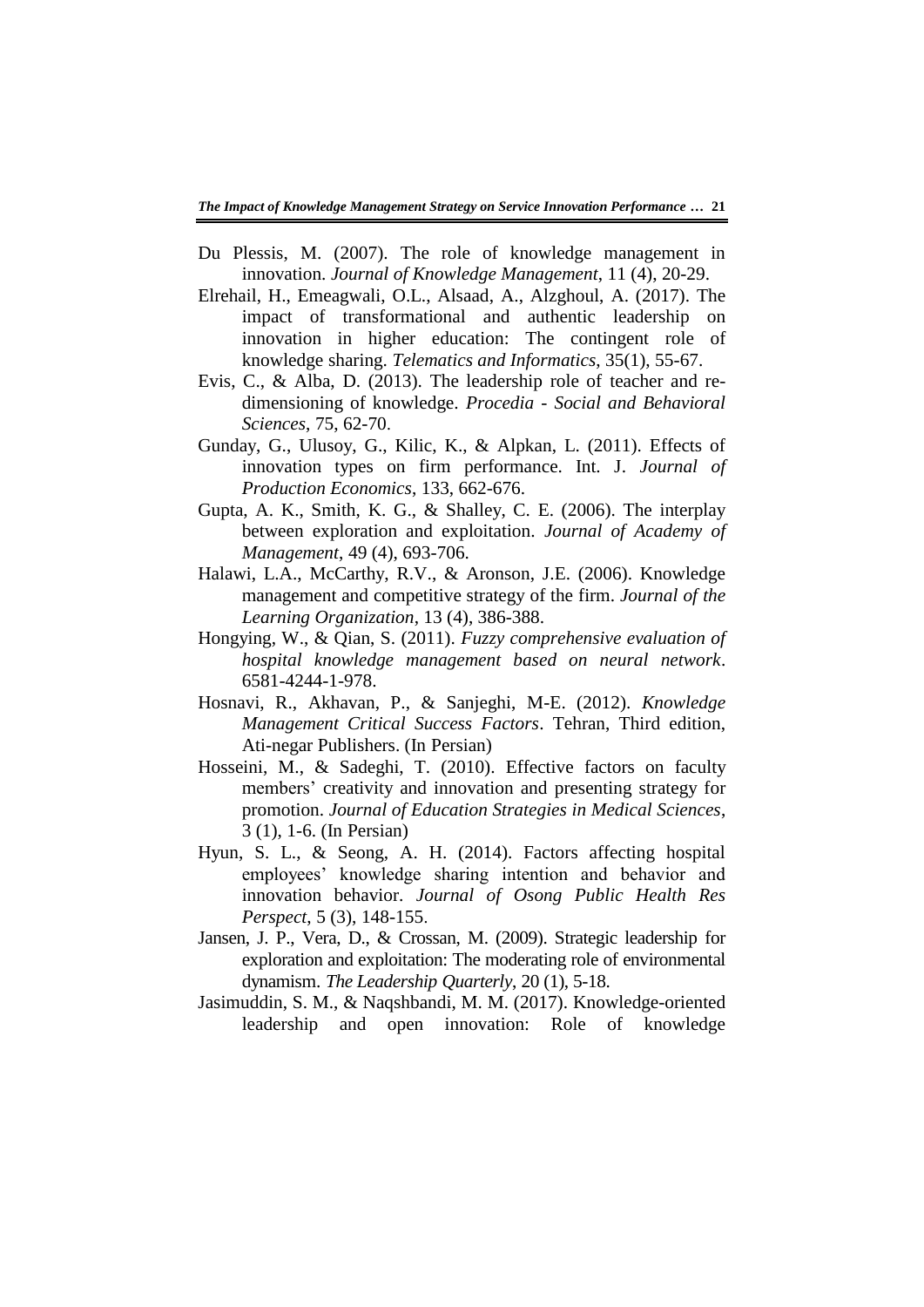Du Plessis, M. (2007). The role of knowledge management in innovation. *Journal of Knowledge Management*, 11 (4), 20-29.

Elrehail, H., Emeagwali, O.L., Alsaad, A., Alzghoul, A. (2017). The impact of transformational and authentic leadership on innovation in higher education: The contingent role of knowledge sharing. *Telematics and Informatics*, 35(1), 55-67.

Evis, C., & Alba, D. (2013). The leadership role of teacher and re-dimensioning of knowledge. *Procedia - Social and Behavioral Sciences*, 75, 62-70.

Gunday, G., Ulusoy, G., Kilic, K., & Alpkan, L. (2011). Effects of innovation types on firm performance. Int. J. *Journal of Production Economics*, 133, 662-676.

Gupta, A. K., Smith, K. G., & Shalley, C. E. (2006). The interplay between exploration and exploitation. *Journal of Academy of Management*, 49 (4), 693-706.

Halawi, L.A., McCarthy, R.V., & Aronson, J.E. (2006). Knowledge management and competitive strategy of the firm. *Journal of the Learning Organization*, 13 (4), 386-388.

Hongying, W., & Qian, S. (2011). *Fuzzy comprehensive evaluation of hospital knowledge management based on neural network*. 6581-4244-1-978.

Hosnavi, R., Akhavan, P., & Sanjeghi, M-E. (2012). *Knowledge Management Critical Success Factors*. Tehran, Third edition, Ati-negar Publishers. (In Persian)

Hosseini, M., & Sadeghi, T. (2010). Effective factors on faculty members' creativity and innovation and presenting strategy for promotion. *Journal of Education Strategies in Medical Sciences*, 3 (1), 1-6. (In Persian)

Hyun, S. L., & Seong, A. H. (2014). Factors affecting hospital employees' knowledge sharing intention and behavior and innovation behavior. *Journal of Osong Public Health Res Perspect*, 5 (3), 148-155.

Jansen, J. P., Vera, D., & Crossan, M. (2009). Strategic leadership for exploration and exploitation: The moderating role of environmental dynamism. *The Leadership Quarterly*, 20 (1), 5-18.

Jasimuddin, S. M., & Naqshbandi, M. M. (2017). Knowledge-oriented leadership and open innovation: Role of knowledge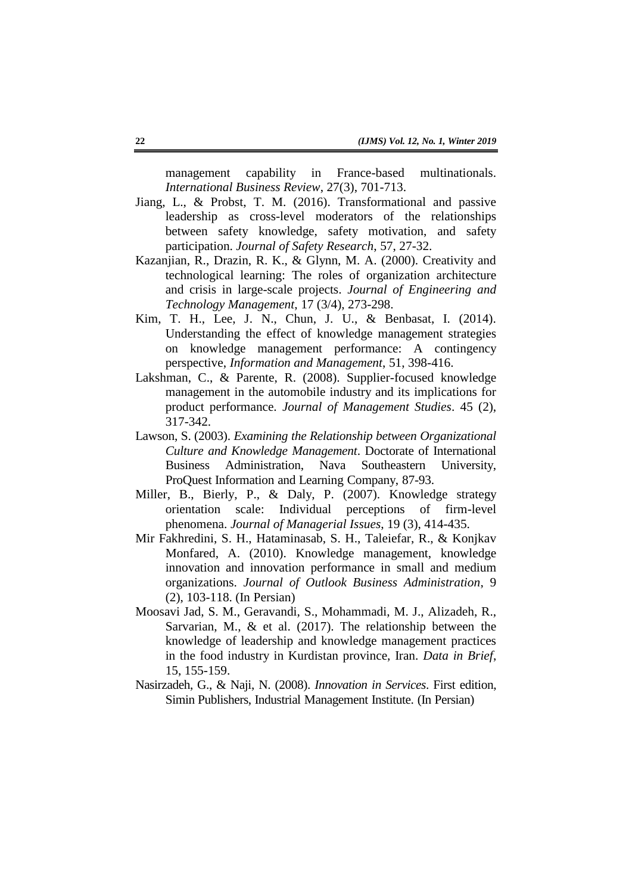management capability in France-based multinationals. *International Business Review*, 27(3), 701-713.

Jiang, L., & Probst, T. M. (2016). Transformational and passive leadership as cross-level moderators of the relationships between safety knowledge, safety motivation, and safety participation. *Journal of Safety Research*, 57, 27-32.

Kazanjian, R., Drazin, R. K., & Glynn, M. A. (2000). Creativity and technological learning: The roles of organization architecture and crisis in large-scale projects. *Journal of Engineering and Technology Management*, 17 (3/4), 273-298.

Kim, T. H., Lee, J. N., Chun, J. U., & Benbasat, I. (2014). Understanding the effect of knowledge management strategies on knowledge management performance: A contingency perspective, *Information and Management*, 51, 398-416.

Lakshman, C., & Parente, R. (2008). Supplier-focused knowledge management in the automobile industry and its implications for product performance. *Journal of Management Studies*. 45 (2), 317-342.

Lawson, S. (2003). *Examining the Relationship between Organizational Culture and Knowledge Management*. Doctorate of International Business Administration, Nava Southeastern University, ProQuest Information and Learning Company, 87-93.

Miller, B., Bierly, P., & Daly, P. (2007). Knowledge strategy orientation scale: Individual perceptions of firm-level phenomena. *Journal of Managerial Issues*, 19 (3), 414-435.

Mir Fakhredini, S. H., Hataminasab, S. H., Taleiefar, R., & Konjkav Monfared, A. (2010). Knowledge management, knowledge innovation and innovation performance in small and medium organizations. *Journal of Outlook Business Administration*, 9 (2), 103-118. (In Persian)

Moosavi Jad, S. M., Geravandi, S., Mohammadi, M. J., Alizadeh, R., Sarvarian, M., & et al. (2017). The relationship between the knowledge of leadership and knowledge management practices in the food industry in Kurdistan province, Iran. *Data in Brief*, 15, 155-159.

Nasirzadeh, G., & Naji, N. (2008). *Innovation in Services*. First edition, Simin Publishers, Industrial Management Institute. (In Persian)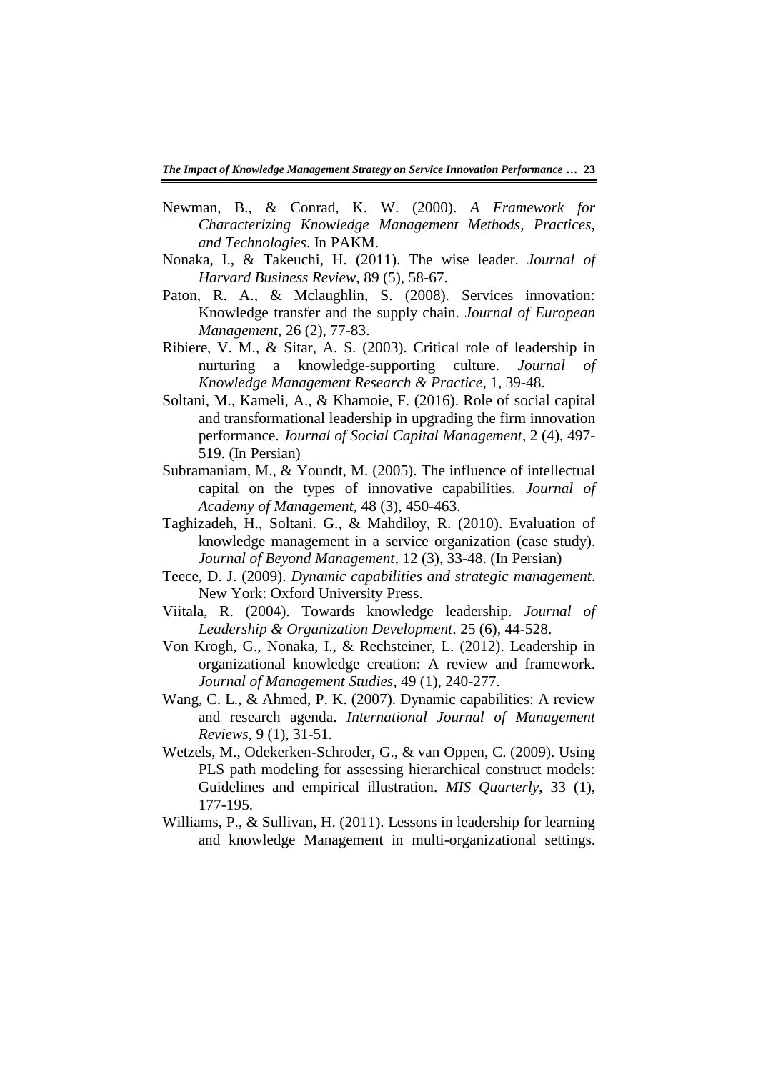Newman, B., & Conrad, K. W. (2000). *A Framework for Characterizing Knowledge Management Methods, Practices, and Technologies*. In PAKM.

Nonaka, I., & Takeuchi, H. (2011). The wise leader. *Journal of Harvard Business Review*, 89 (5), 58-67.

Paton, R. A., & Mclaughlin, S. (2008). Services innovation: Knowledge transfer and the supply chain. *Journal of European Management*, 26 (2), 77-83.

Ribiere, V. M., & Sitar, A. S. (2003). Critical role of leadership in nurturing a knowledge-supporting culture. *Journal of Knowledge Management Research & Practice*, 1, 39-48.

Soltani, M., Kameli, A., & Khamoie, F. (2016). Role of social capital and transformational leadership in upgrading the firm innovation performance. *Journal of Social Capital Management*, 2 (4), 497-519. (In Persian)

Subramaniam, M., & Youndt, M. (2005). The influence of intellectual capital on the types of innovative capabilities. *Journal of Academy of Management*, 48 (3), 450-463.

Taghizadeh, H., Soltani. G., & Mahdiloy, R. (2010). Evaluation of knowledge management in a service organization (case study). *Journal of Beyond Management*, 12 (3), 33-48. (In Persian)

Teece, D. J. (2009). *Dynamic capabilities and strategic management*. New York: Oxford University Press.

Viitala, R. (2004). Towards knowledge leadership. *Journal of Leadership & Organization Development*. 25 (6), 44-528.

Von Krogh, G., Nonaka, I., & Rechsteiner, L. (2012). Leadership in organizational knowledge creation: A review and framework. *Journal of Management Studies*, 49 (1), 240-277.

Wang, C. L., & Ahmed, P. K. (2007). Dynamic capabilities: A review and research agenda. *International Journal of Management Reviews*, 9 (1), 31-51.

Wetzels, M., Odekerken-Schroder, G., & van Oppen, C. (2009). Using PLS path modeling for assessing hierarchical construct models: Guidelines and empirical illustration. *MIS Quarterly*, 33 (1), 177-195.

Williams, P., & Sullivan, H. (2011). Lessons in leadership for learning and knowledge Management in multi-organizational settings.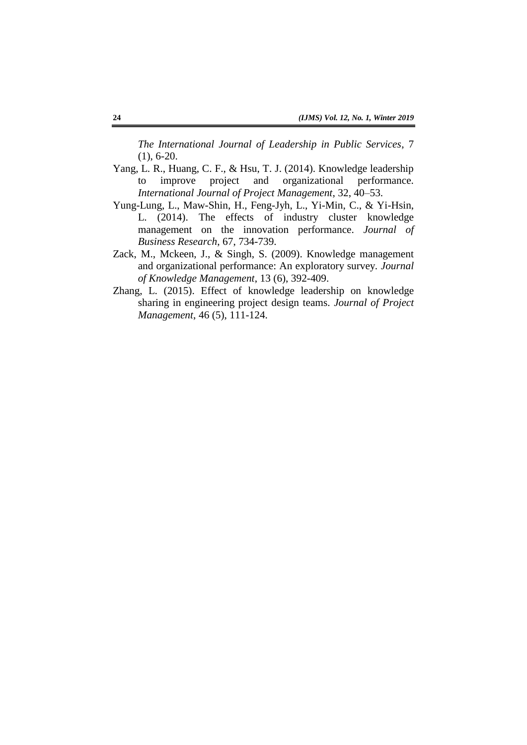*The International Journal of Leadership in Public Services*, 7 (1), 6-20.

Yang, L. R., Huang, C. F., & Hsu, T. J. (2014). Knowledge leadership to improve project and organizational performance. *International Journal of Project Management*, 32, 40–53.

Yung-Lung, L., Maw-Shin, H., Feng-Jyh, L., Yi-Min, C., & Yi-Hsin, L. (2014). The effects of industry cluster knowledge management on the innovation performance. *Journal of Business Research*, 67, 734-739.

Zack, M., Mckeen, J., & Singh, S. (2009). Knowledge management and organizational performance: An exploratory survey. *Journal of Knowledge Management*, 13 (6), 392-409.

Zhang, L. (2015). Effect of knowledge leadership on knowledge sharing in engineering project design teams. *Journal of Project Management*, 46 (5), 111-124.